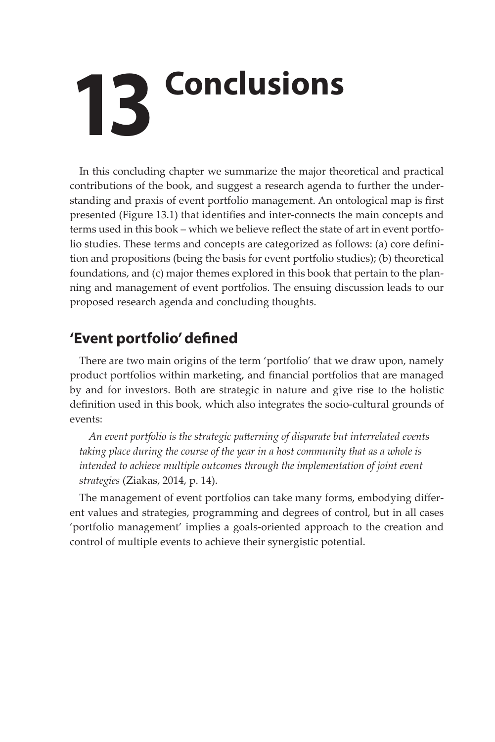# 13 Conclusions

In this concluding chapter we summarize the major theoretical and practical contributions of the book, and suggest a research agenda to further the understanding and praxis of event portfolio management. An ontological map is first presented (Figure 13.1) that identifies and inter-connects the main concepts and terms used in this book – which we believe reflect the state of art in event portfolio studies. These terms and concepts are categorized as follows: (a) core definition and propositions (being the basis for event portfolio studies); (b) theoretical foundations, and (c) major themes explored in this book that pertain to the planning and management of event portfolios. The ensuing discussion leads to our proposed research agenda and concluding thoughts.

## 'Event portfolio' defined

There are two main origins of the term 'portfolio' that we draw upon, namely product portfolios within marketing, and financial portfolios that are managed by and for investors. Both are strategic in nature and give rise to the holistic definition used in this book, which also integrates the socio-cultural grounds of events:

> *An event portfolio is the strategic patterning of disparate but interrelated events taking place during the course of the year in a host community that as a whole is intended to achieve multiple outcomes through the implementation of joint event strategies* (Ziakas, 2014, p. 14).

The management of event portfolios can take many forms, embodying different values and strategies, programming and degrees of control, but in all cases 'portfolio management' implies a goals-oriented approach to the creation and control of multiple events to achieve their synergistic potential.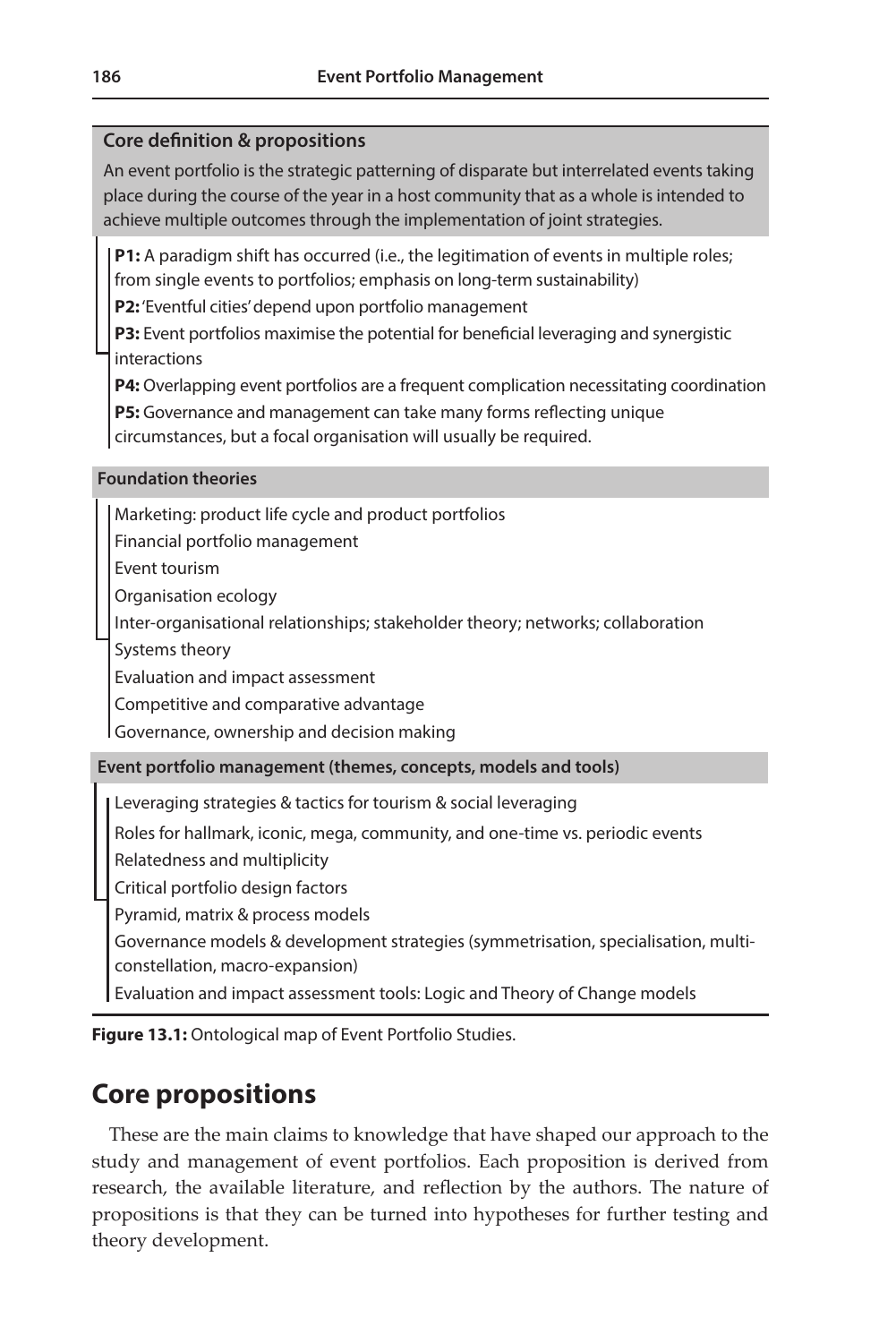**Core definition & propositions**

An event portfolio is the strategic patterning of disparate but interrelated events taking place during the course of the year in a host community that as a whole is intended to achieve multiple outcomes through the implementation of joint strategies.

**P1:** A paradigm shift has occurred (i.e., the legitimation of events in multiple roles; from single events to portfolios; emphasis on long-term sustainability)

**P2:** 'Eventful cities' depend upon portfolio management

**P3:** Event portfolios maximise the potential for beneficial leveraging and synergistic interactions

**P4:** Overlapping event portfolios are a frequent complication necessitating coordination

**P5:** Governance and management can take many forms reflecting unique circumstances, but a focal organisation will usually be required.

**Foundation theories**

- Marketing: product life cycle and product portfolios
- Financial portfolio management
- Event tourism
- Organisation ecology
- Inter-organisational relationships; stakeholder theory; networks; collaboration
- Systems theory
- Evaluation and impact assessment
- Competitive and comparative advantage
- Governance, ownership and decision making

**Event portfolio management (themes, concepts, models and tools)**

- Leveraging strategies & tactics for tourism & social leveraging
- Roles for hallmark, iconic, mega, community, and one-time vs. periodic events
- Relatedness and multiplicity
- Critical portfolio design factors
- Pyramid, matrix & process models
- Governance models & development strategies (symmetrisation, specialisation, multi-constellation, macro-expansion)
- Evaluation and impact assessment tools: Logic and Theory of Change models

**Figure 13.1:** Ontological map of Event Portfolio Studies.

## Core propositions

These are the main claims to knowledge that have shaped our approach to the study and management of event portfolios. Each proposition is derived from research, the available literature, and reflection by the authors. The nature of propositions is that they can be turned into hypotheses for further testing and theory development.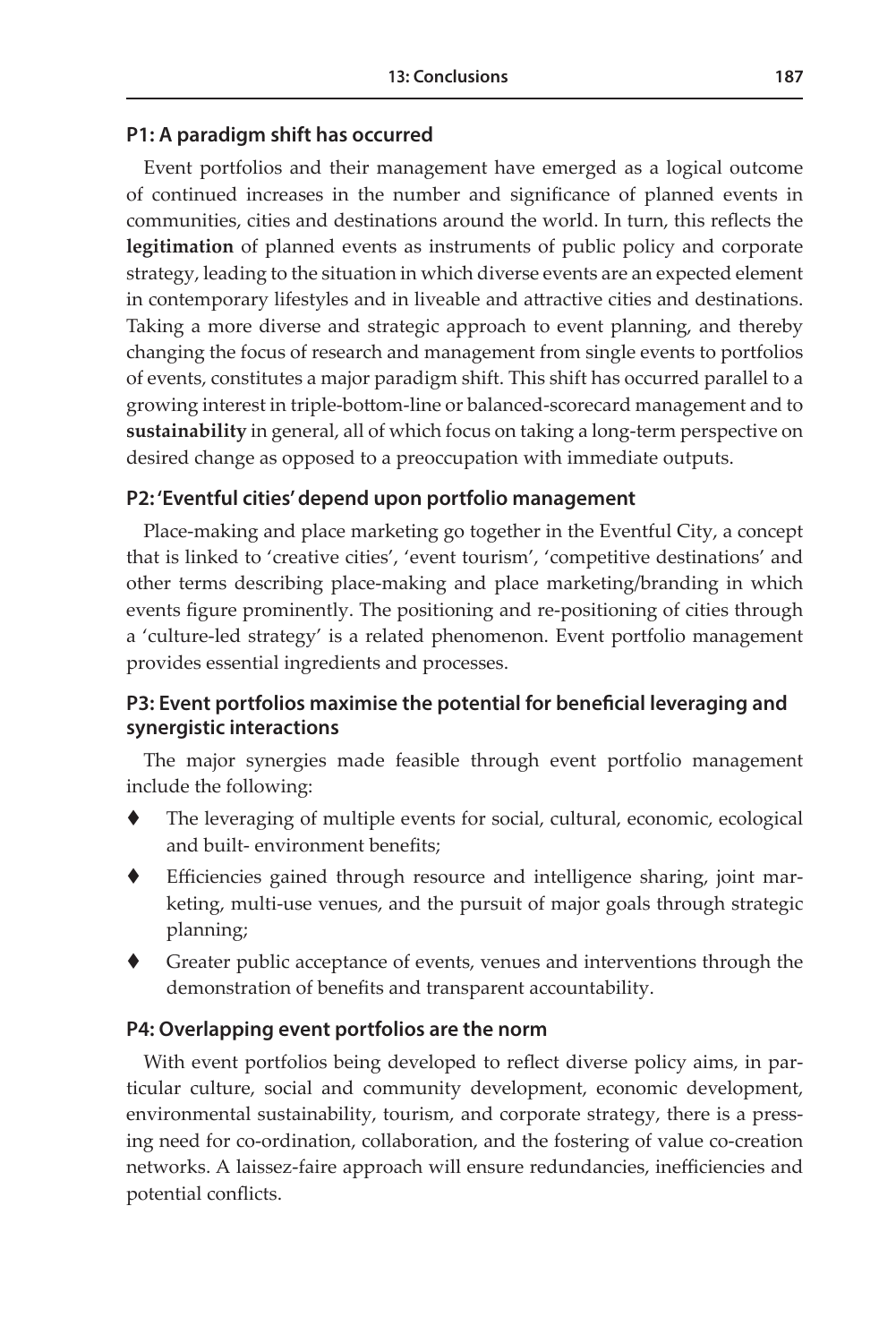### P1: A paradigm shift has occurred

Event portfolios and their management have emerged as a logical outcome of continued increases in the number and significance of planned events in communities, cities and destinations around the world. In turn, this reflects the **legitimation** of planned events as instruments of public policy and corporate strategy, leading to the situation in which diverse events are an expected element in contemporary lifestyles and in liveable and attractive cities and destinations. Taking a more diverse and strategic approach to event planning, and thereby changing the focus of research and management from single events to portfolios of events, constitutes a major paradigm shift. This shift has occurred parallel to a growing interest in triple-bottom-line or balanced-scorecard management and to **sustainability** in general, all of which focus on taking a long-term perspective on desired change as opposed to a preoccupation with immediate outputs.

### P2: 'Eventful cities' depend upon portfolio management

Place-making and place marketing go together in the Eventful City, a concept that is linked to 'creative cities', 'event tourism', 'competitive destinations' and other terms describing place-making and place marketing/branding in which events figure prominently. The positioning and re-positioning of cities through a 'culture-led strategy' is a related phenomenon. Event portfolio management provides essential ingredients and processes.

### P3: Event portfolios maximise the potential for beneficial leveraging and synergistic interactions

The major synergies made feasible through event portfolio management include the following:

- The leveraging of multiple events for social, cultural, economic, ecological and built- environment benefits;
- Efficiencies gained through resource and intelligence sharing, joint marketing, multi-use venues, and the pursuit of major goals through strategic planning;
- Greater public acceptance of events, venues and interventions through the demonstration of benefits and transparent accountability.

### P4: Overlapping event portfolios are the norm

With event portfolios being developed to reflect diverse policy aims, in particular culture, social and community development, economic development, environmental sustainability, tourism, and corporate strategy, there is a pressing need for co-ordination, collaboration, and the fostering of value co-creation networks. A laissez-faire approach will ensure redundancies, inefficiencies and potential conflicts.